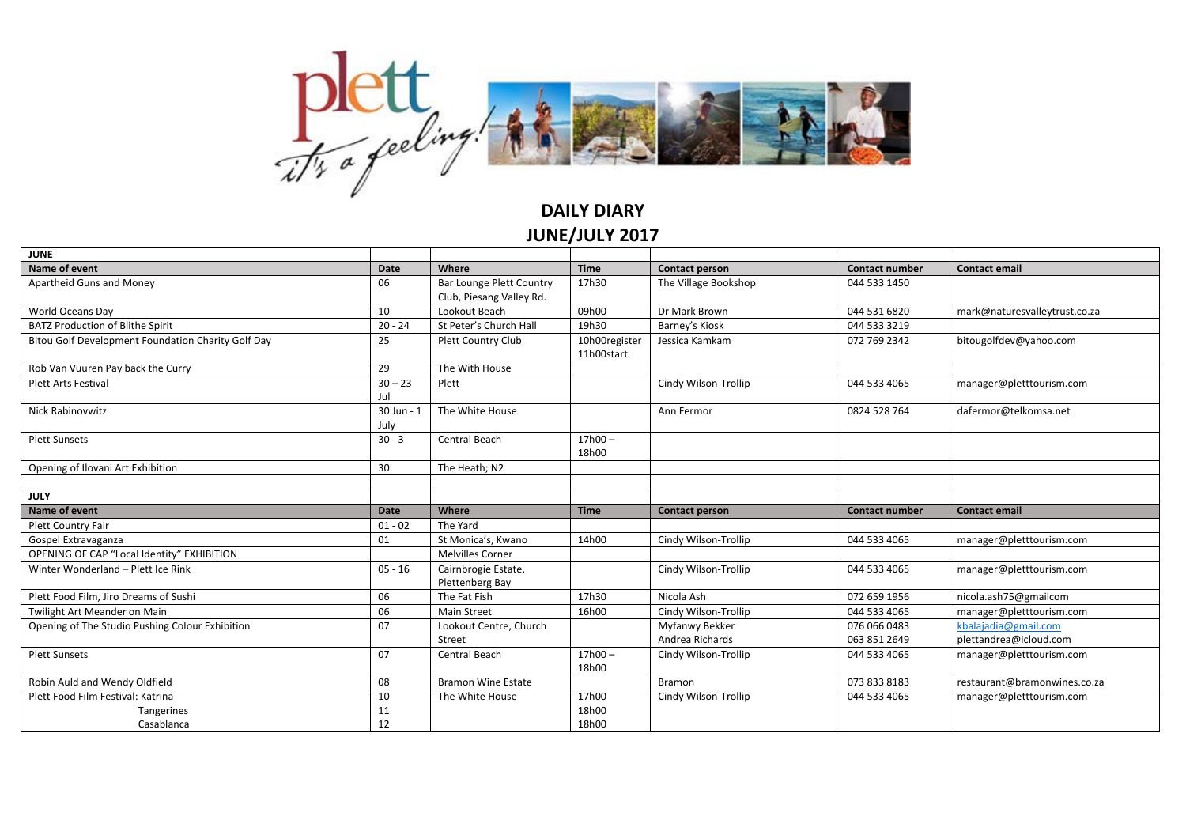# DAILY DIARY
## JUNE/JULY 2017

| JUNE | | | | | | |
|---|---|---|---|---|---|---|
| **Name of event** | **Date** | **Where** | **Time** | **Contact person** | **Contact number** | **Contact email** |
| Apartheid Guns and Money | 06 | Bar Lounge Plett Country Club, Piesang Valley Rd. | 17h30 | The Village Bookshop | 044 533 1450 | |
| World Oceans Day | 10 | Lookout Beach | 09h00 | Dr Mark Brown | 044 531 6820 | mark@naturesvalleytrust.co.za |
| BATZ Production of Blithe Spirit | 20 - 24 | St Peter's Church Hall | 19h30 | Barney's Kiosk | 044 533 3219 | |
| Bitou Golf Development Foundation Charity Golf Day | 25 | Plett Country Club | 10h00register 11h00start | Jessica Kamkam | 072 769 2342 | bitougolfdev@yahoo.com |
| Rob Van Vuuren Pay back the Curry | 29 | The With House | | | | |
| Plett Arts Festival | 30 – 23 Jul | Plett | | Cindy Wilson-Trollip | 044 533 4065 | manager@pletttourism.com |
| Nick Rabinovwitz | 30 Jun - 1 July | The White House | | Ann Fermor | 0824 528 764 | dafermor@telkomsa.net |
| Plett Sunsets | 30 - 3 | Central Beach | 17h00 – 18h00 | | | |
| Opening of Ilovani Art Exhibition | 30 | The Heath; N2 | | | | |
| | | | | | | |
| **JULY** | | | | | | |
| **Name of event** | **Date** | **Where** | **Time** | **Contact person** | **Contact number** | **Contact email** |
| Plett Country Fair | 01 - 02 | The Yard | | | | |
| Gospel Extravaganza | 01 | St Monica's, Kwano | 14h00 | Cindy Wilson-Trollip | 044 533 4065 | manager@pletttourism.com |
| OPENING OF CAP "Local Identity" EXHIBITION | | Melvilles Corner | | | | |
| Winter Wonderland – Plett Ice Rink | 05 - 16 | Cairnbrogie Estate, Plettenberg Bay | | Cindy Wilson-Trollip | 044 533 4065 | manager@pletttourism.com |
| Plett Food Film, Jiro Dreams of Sushi | 06 | The Fat Fish | 17h30 | Nicola Ash | 072 659 1956 | nicola.ash75@gmailcom |
| Twilight Art Meander on Main | 06 | Main Street | 16h00 | Cindy Wilson-Trollip | 044 533 4065 | manager@pletttourism.com |
| Opening of The Studio Pushing Colour Exhibition | 07 | Lookout Centre, Church Street | | Myfanwy Bekker<br>Andrea Richards | 076 066 0483<br>063 851 2649 | kbalajadia@gmail.com<br>plettandrea@icloud.com |
| Plett Sunsets | 07 | Central Beach | 17h00 – 18h00 | Cindy Wilson-Trollip | 044 533 4065 | manager@pletttourism.com |
| Robin Auld and Wendy Oldfield | 08 | Bramon Wine Estate | | Bramon | 073 833 8183 | restaurant@bramonwines.co.za |
| Plett Food Film Festival: Katrina<br>Tangerines<br>Casablanca | 10<br>11<br>12 | The White House | 17h00<br>18h00<br>18h00 | Cindy Wilson-Trollip | 044 533 4065 | manager@pletttourism.com |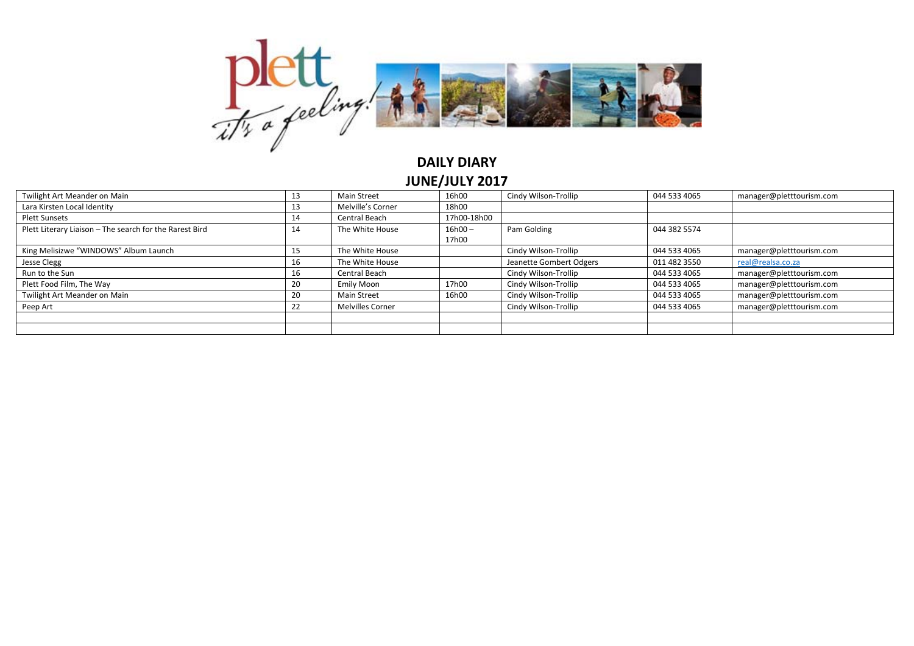## DAILY DIARY

## JUNE/JULY 2017

| | | | | | | |
|---|---|---|---|---|---|---|
| Twilight Art Meander on Main | 13 | Main Street | 16h00 | Cindy Wilson-Trollip | 044 533 4065 | manager@pletttourism.com |
| Lara Kirsten Local Identity | 13 | Melville's Corner | 18h00 | | | |
| Plett Sunsets | 14 | Central Beach | 17h00-18h00 | | | |
| Plett Literary Liaison – The search for the Rarest Bird | 14 | The White House | 16h00 – 17h00 | Pam Golding | 044 382 5574 | |
| King Melisizwe "WINDOWS" Album Launch | 15 | The White House | | Cindy Wilson-Trollip | 044 533 4065 | manager@pletttourism.com |
| Jesse Clegg | 16 | The White House | | Jeanette Gombert Odgers | 011 482 3550 | real@realsa.co.za |
| Run to the Sun | 16 | Central Beach | | Cindy Wilson-Trollip | 044 533 4065 | manager@pletttourism.com |
| Plett Food Film, The Way | 20 | Emily Moon | 17h00 | Cindy Wilson-Trollip | 044 533 4065 | manager@pletttourism.com |
| Twilight Art Meander on Main | 20 | Main Street | 16h00 | Cindy Wilson-Trollip | 044 533 4065 | manager@pletttourism.com |
| Peep Art | 22 | Melvilles Corner | | Cindy Wilson-Trollip | 044 533 4065 | manager@pletttourism.com |
| | | | | | | |
| | | | | | | |